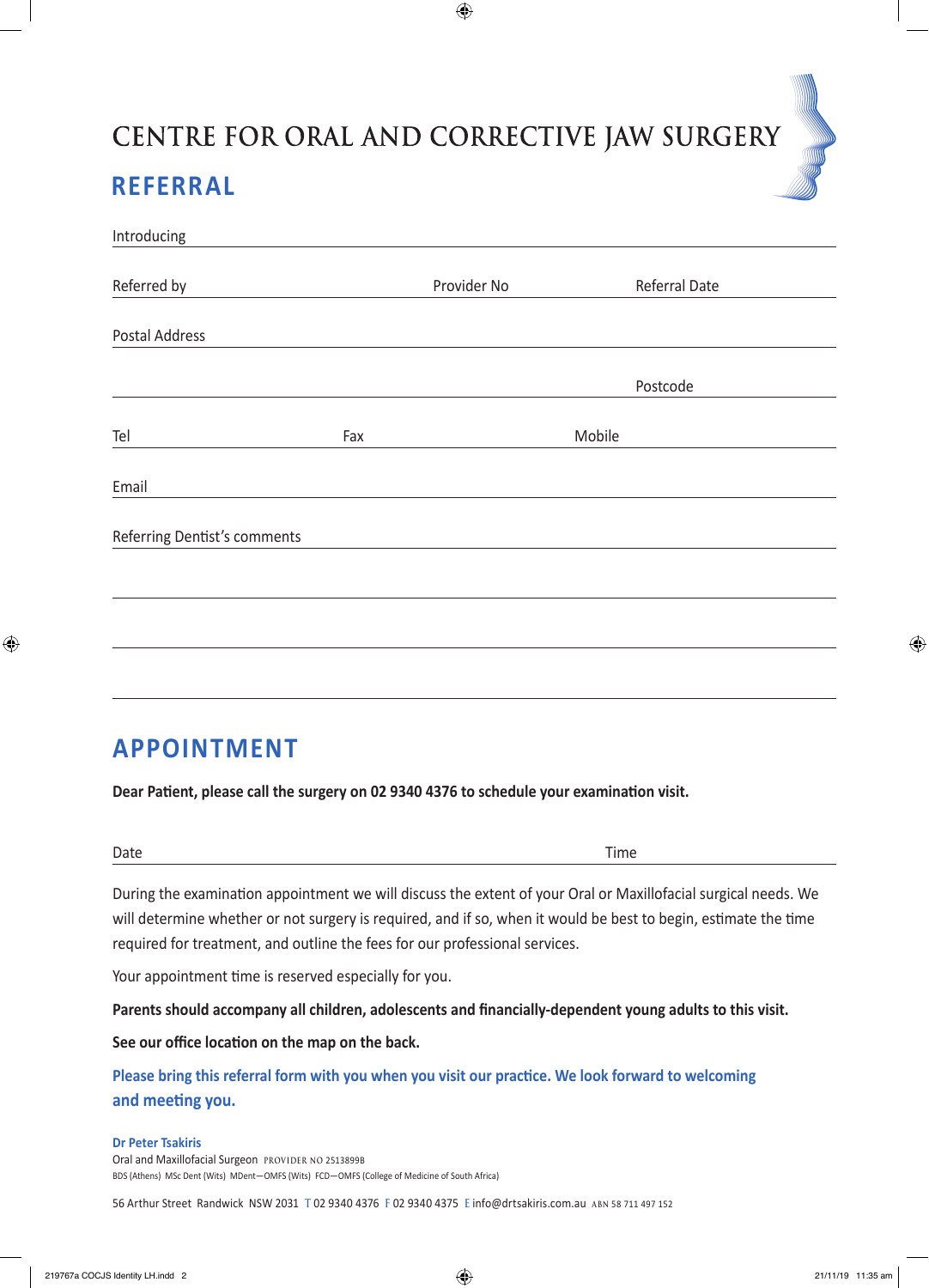# CENTRE FOR ORAL AND CORRECTIVE JAW SURGERY

## REFERRAL

Introducing

Referred by　　　　　　　　　　Provider No　　　　　　　　　　Referral Date

Postal Address

Postcode

Tel　　　　　　　　　　Fax　　　　　　　　　　Mobile

Email

Referring Dentist's comments

## APPOINTMENT

**Dear Patient, please call the surgery on 02 9340 4376 to schedule your examination visit.**

Date　　　　　　　　　　　　　　　　　　　　Time

During the examination appointment we will discuss the extent of your Oral or Maxillofacial surgical needs. We will determine whether or not surgery is required, and if so, when it would be best to begin, estimate the time required for treatment, and outline the fees for our professional services.

Your appointment time is reserved especially for you.

**Parents should accompany all children, adolescents and financially-dependent young adults to this visit.**

**See our office location on the map on the back.**

**Please bring this referral form with you when you visit our practice. We look forward to welcoming and meeting you.**

**Dr Peter Tsakiris**
Oral and Maxillofacial Surgeon PROVIDER NO 2513899B
BDS (Athens) MSc Dent (Wits) MDent—OMFS (Wits) FCD—OMFS (College of Medicine of South Africa)

56 Arthur Street Randwick NSW 2031 T 02 9340 4376 F 02 9340 4375 E info@drtsakiris.com.au ABN 58 711 497 152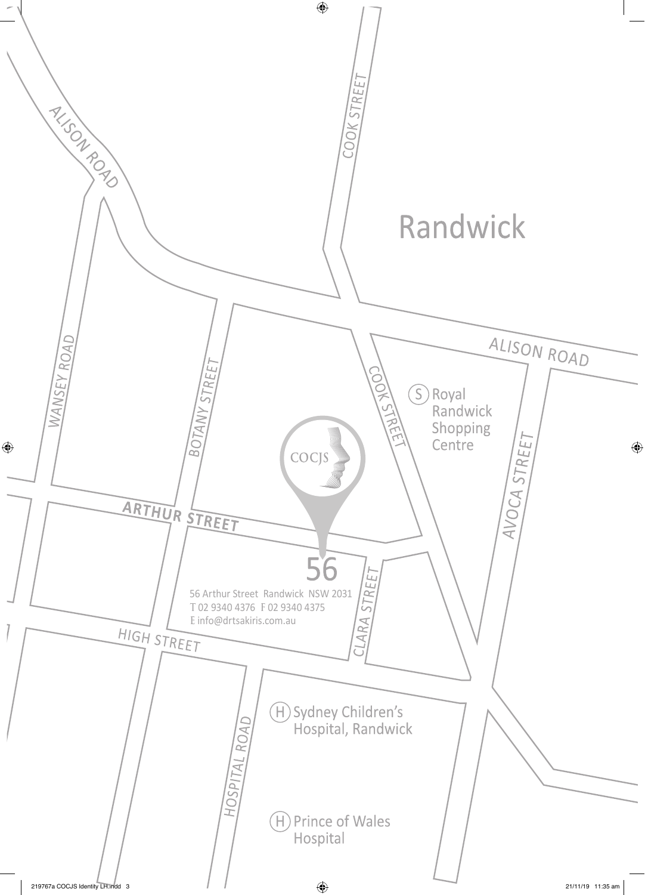Randwick

ALISON ROAD

COOK STREET

WANSEY ROAD

BOTANY STREET

ALISON ROAD

COOK STREET

(S) Royal Randwick Shopping Centre

AVOCA STREET

COCJS

ARTHUR STREET

56

56 Arthur Street Randwick NSW 2031
T 02 9340 4376 F 02 9340 4375
E info@drtsakiris.com.au

CLARA STREET

HIGH STREET

HOSPITAL ROAD

(H) Sydney Children's Hospital, Randwick

(H) Prince of Wales Hospital